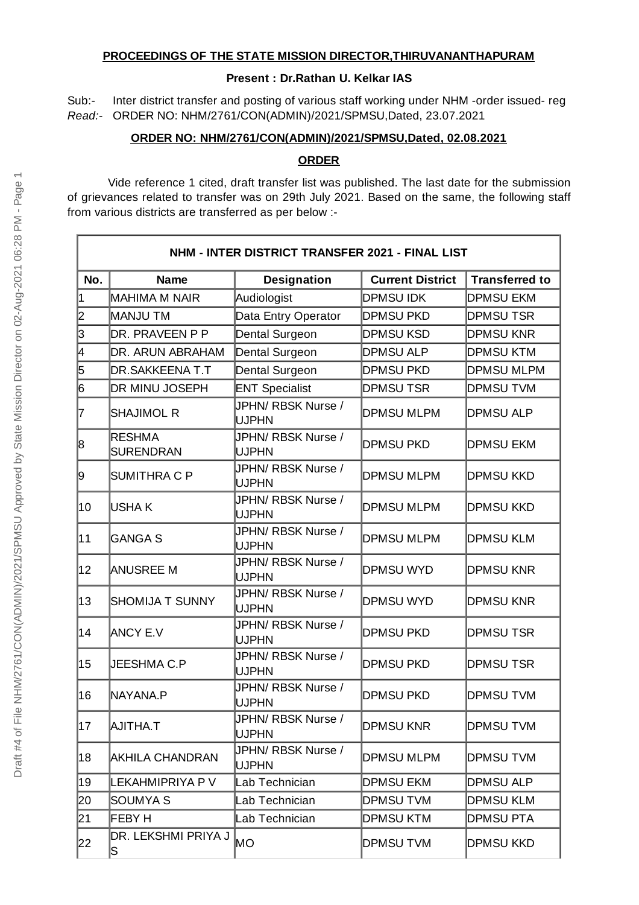**PROCEEDINGS OF THE STATE MISSION DIRECTOR,THIRUVANANTHAPURAM**

**Present : Dr.Rathan U. Kelkar IAS**

Sub:- Inter district transfer and posting of various staff working under NHM -order issued- reg
*Read:-* ORDER NO: NHM/2761/CON(ADMIN)/2021/SPMSU,Dated, 23.07.2021

**ORDER NO: NHM/2761/CON(ADMIN)/2021/SPMSU,Dated, 02.08.2021**

**ORDER**

Vide reference 1 cited, draft transfer list was published. The last date for the submission of grievances related to transfer was on 29th July 2021. Based on the same, the following staff from various districts are transferred as per below :-

**NHM - INTER DISTRICT TRANSFER 2021 - FINAL LIST**

| No. | Name | Designation | Current District | Transferred to |
|---|---|---|---|---|
| 1 | MAHIMA M NAIR | Audiologist | DPMSU IDK | DPMSU EKM |
| 2 | MANJU TM | Data Entry Operator | DPMSU PKD | DPMSU TSR |
| 3 | DR. PRAVEEN P P | Dental Surgeon | DPMSU KSD | DPMSU KNR |
| 4 | DR. ARUN ABRAHAM | Dental Surgeon | DPMSU ALP | DPMSU KTM |
| 5 | DR.SAKKEENA T.T | Dental Surgeon | DPMSU PKD | DPMSU MLPM |
| 6 | DR MINU JOSEPH | ENT Specialist | DPMSU TSR | DPMSU TVM |
| 7 | SHAJIMOL R | JPHN/ RBSK Nurse / UJPHN | DPMSU MLPM | DPMSU ALP |
| 8 | RESHMA SURENDRAN | JPHN/ RBSK Nurse / UJPHN | DPMSU PKD | DPMSU EKM |
| 9 | SUMITHRA C P | JPHN/ RBSK Nurse / UJPHN | DPMSU MLPM | DPMSU KKD |
| 10 | USHA K | JPHN/ RBSK Nurse / UJPHN | DPMSU MLPM | DPMSU KKD |
| 11 | GANGA S | JPHN/ RBSK Nurse / UJPHN | DPMSU MLPM | DPMSU KLM |
| 12 | ANUSREE M | JPHN/ RBSK Nurse / UJPHN | DPMSU WYD | DPMSU KNR |
| 13 | SHOMIJA T SUNNY | JPHN/ RBSK Nurse / UJPHN | DPMSU WYD | DPMSU KNR |
| 14 | ANCY E.V | JPHN/ RBSK Nurse / UJPHN | DPMSU PKD | DPMSU TSR |
| 15 | JEESHMA C.P | JPHN/ RBSK Nurse / UJPHN | DPMSU PKD | DPMSU TSR |
| 16 | NAYANA.P | JPHN/ RBSK Nurse / UJPHN | DPMSU PKD | DPMSU TVM |
| 17 | AJITHA.T | JPHN/ RBSK Nurse / UJPHN | DPMSU KNR | DPMSU TVM |
| 18 | AKHILA CHANDRAN | JPHN/ RBSK Nurse / UJPHN | DPMSU MLPM | DPMSU TVM |
| 19 | LEKAHMIPRIYA P V | Lab Technician | DPMSU EKM | DPMSU ALP |
| 20 | SOUMYA S | Lab Technician | DPMSU TVM | DPMSU KLM |
| 21 | FEBY H | Lab Technician | DPMSU KTM | DPMSU PTA |
| 22 | DR. LEKSHMI PRIYA J S | MO | DPMSU TVM | DPMSU KKD |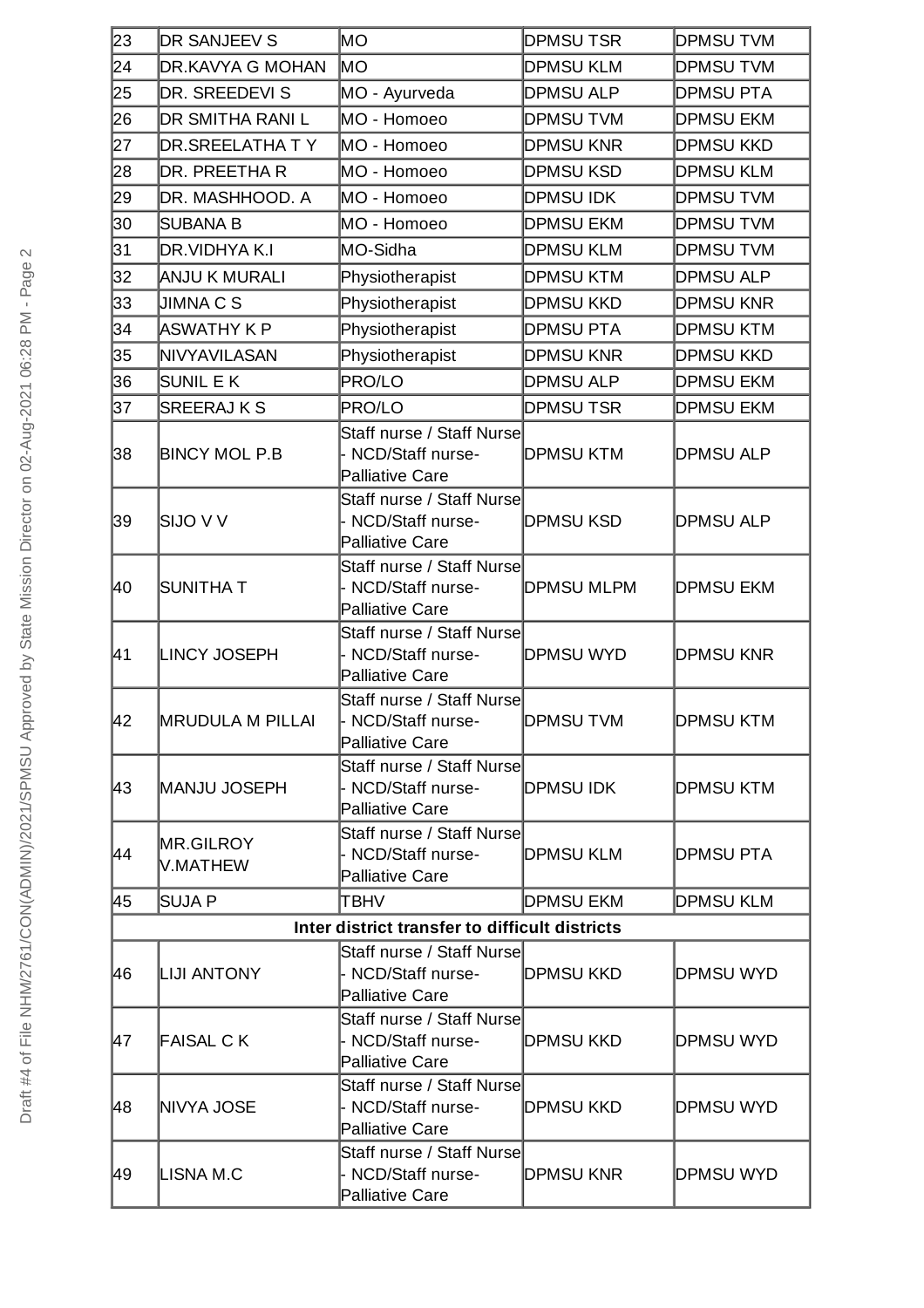| 23 | DR SANJEEV S | MO | DPMSU TSR | DPMSU TVM |
|---|---|---|---|---|
| 24 | DR.KAVYA G MOHAN | MO | DPMSU KLM | DPMSU TVM |
| 25 | DR. SREEDEVI S | MO - Ayurveda | DPMSU ALP | DPMSU PTA |
| 26 | DR SMITHA RANI L | MO - Homoeo | DPMSU TVM | DPMSU EKM |
| 27 | DR.SREELATHA T Y | MO - Homoeo | DPMSU KNR | DPMSU KKD |
| 28 | DR. PREETHA R | MO - Homoeo | DPMSU KSD | DPMSU KLM |
| 29 | DR. MASHHOOD. A | MO - Homoeo | DPMSU IDK | DPMSU TVM |
| 30 | SUBANA B | MO - Homoeo | DPMSU EKM | DPMSU TVM |
| 31 | DR.VIDHYA K.I | MO-Sidha | DPMSU KLM | DPMSU TVM |
| 32 | ANJU K MURALI | Physiotherapist | DPMSU KTM | DPMSU ALP |
| 33 | JIMNA C S | Physiotherapist | DPMSU KKD | DPMSU KNR |
| 34 | ASWATHY K P | Physiotherapist | DPMSU PTA | DPMSU KTM |
| 35 | NIVYAVILASAN | Physiotherapist | DPMSU KNR | DPMSU KKD |
| 36 | SUNIL E K | PRO/LO | DPMSU ALP | DPMSU EKM |
| 37 | SREERAJ K S | PRO/LO | DPMSU TSR | DPMSU EKM |
| 38 | BINCY MOL P.B | Staff nurse / Staff Nurse - NCD/Staff nurse-Palliative Care | DPMSU KTM | DPMSU ALP |
| 39 | SIJO V V | Staff nurse / Staff Nurse - NCD/Staff nurse-Palliative Care | DPMSU KSD | DPMSU ALP |
| 40 | SUNITHA T | Staff nurse / Staff Nurse - NCD/Staff nurse-Palliative Care | DPMSU MLPM | DPMSU EKM |
| 41 | LINCY JOSEPH | Staff nurse / Staff Nurse - NCD/Staff nurse-Palliative Care | DPMSU WYD | DPMSU KNR |
| 42 | MRUDULA M PILLAI | Staff nurse / Staff Nurse - NCD/Staff nurse-Palliative Care | DPMSU TVM | DPMSU KTM |
| 43 | MANJU JOSEPH | Staff nurse / Staff Nurse - NCD/Staff nurse-Palliative Care | DPMSU IDK | DPMSU KTM |
| 44 | MR.GILROY V.MATHEW | Staff nurse / Staff Nurse - NCD/Staff nurse-Palliative Care | DPMSU KLM | DPMSU PTA |
| 45 | SUJA P | TBHV | DPMSU EKM | DPMSU KLM |
| **Inter district transfer to difficult districts** | | | | |
| 46 | LIJI ANTONY | Staff nurse / Staff Nurse - NCD/Staff nurse-Palliative Care | DPMSU KKD | DPMSU WYD |
| 47 | FAISAL C K | Staff nurse / Staff Nurse - NCD/Staff nurse-Palliative Care | DPMSU KKD | DPMSU WYD |
| 48 | NIVYA JOSE | Staff nurse / Staff Nurse - NCD/Staff nurse-Palliative Care | DPMSU KKD | DPMSU WYD |
| 49 | LISNA M.C | Staff nurse / Staff Nurse - NCD/Staff nurse-Palliative Care | DPMSU KNR | DPMSU WYD |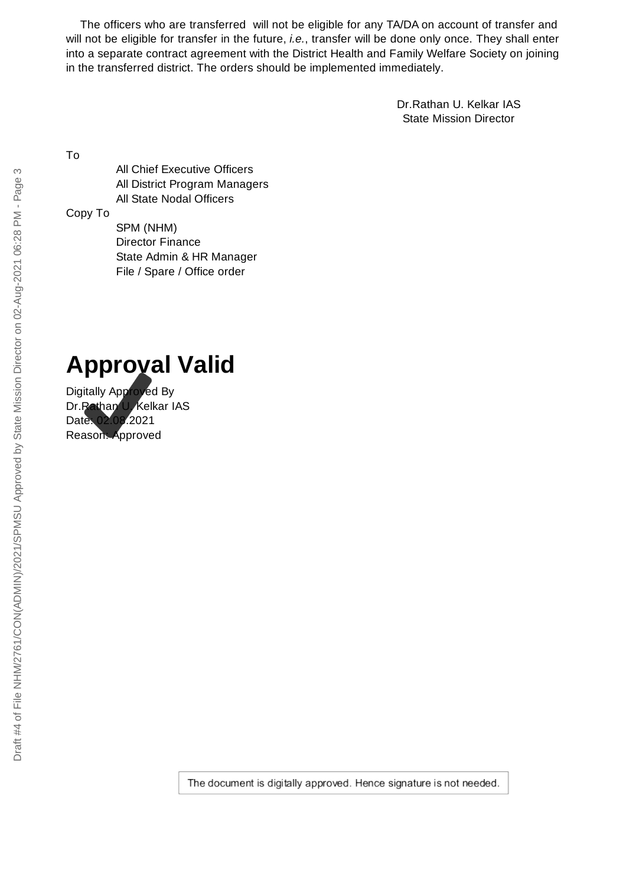The officers who are transferred will not be eligible for any TA/DA on account of transfer and will not be eligible for transfer in the future, *i.e.*, transfer will be done only once. They shall enter into a separate contract agreement with the District Health and Family Welfare Society on joining in the transferred district. The orders should be implemented immediately.

Dr.Rathan U. Kelkar IAS
State Mission Director

To

All Chief Executive Officers
All District Program Managers
All State Nodal Officers

Copy To

SPM (NHM)
Director Finance
State Admin & HR Manager
File / Spare / Office order

# Approval Valid

Digitally Approved By
Dr.Rathan U. Kelkar IAS
Date: 02.08.2021
Reason: Approved

Draft #4 of File NHM/2761/CON(ADMIN)/2021/SPMSU Approved by State Mission Director on 02-Aug-2021 06:28 PM

The document is digitally approved. Hence signature is not needed.